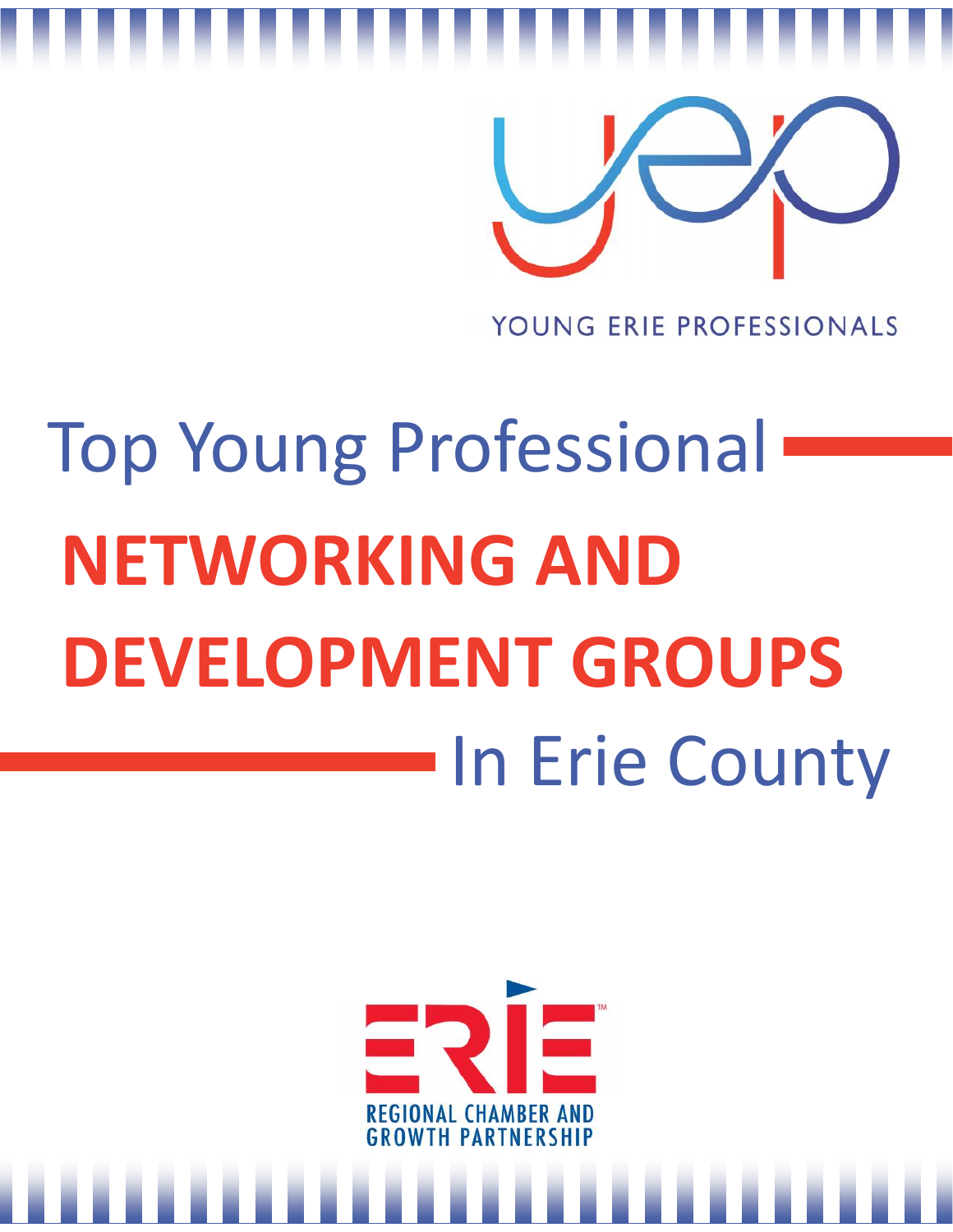YOUNG ERIE PROFESSIONALS

# Top Young Professional **NETWORKING AND DEVELOPMENT GROUPS** In Erie County

ERIE REGIONAL CHAMBER AND GROWTH PARTNERSHIP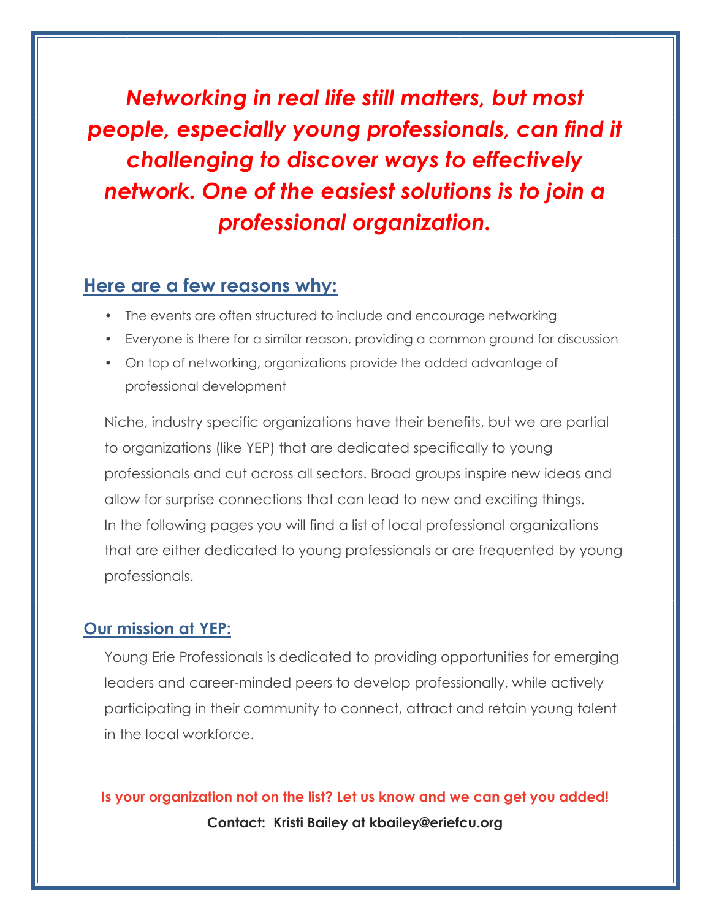***Networking in real life still matters, but most people, especially young professionals, can find it challenging to discover ways to effectively network. One of the easiest solutions is to join a professional organization.***

## Here are a few reasons why:

- The events are often structured to include and encourage networking
- Everyone is there for a similar reason, providing a common ground for discussion
- On top of networking, organizations provide the added advantage of professional development

Niche, industry specific organizations have their benefits, but we are partial to organizations (like YEP) that are dedicated specifically to young professionals and cut across all sectors. Broad groups inspire new ideas and allow for surprise connections that can lead to new and exciting things. In the following pages you will find a list of local professional organizations that are either dedicated to young professionals or are frequented by young professionals.

## Our mission at YEP:

Young Erie Professionals is dedicated to providing opportunities for emerging leaders and career-minded peers to develop professionally, while actively participating in their community to connect, attract and retain young talent in the local workforce.

**Is your organization not on the list? Let us know and we can get you added!**

**Contact: Kristi Bailey at kbailey@eriefcu.org**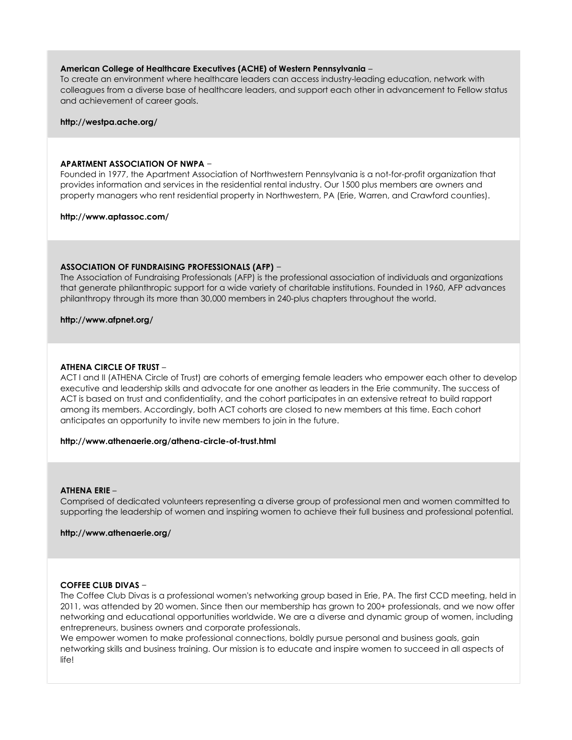**American College of Healthcare Executives (ACHE) of Western Pennsylvania** –
To create an environment where healthcare leaders can access industry-leading education, network with colleagues from a diverse base of healthcare leaders, and support each other in advancement to Fellow status and achievement of career goals.

**http://westpa.ache.org/**

**APARTMENT ASSOCIATION OF NWPA** –
Founded in 1977, the Apartment Association of Northwestern Pennsylvania is a not-for-profit organization that provides information and services in the residential rental industry. Our 1500 plus members are owners and property managers who rent residential property in Northwestern, PA (Erie, Warren, and Crawford counties).

**http://www.aptassoc.com/**

**ASSOCIATION OF FUNDRAISING PROFESSIONALS (AFP)** –
The Association of Fundraising Professionals (AFP) is the professional association of individuals and organizations that generate philanthropic support for a wide variety of charitable institutions. Founded in 1960, AFP advances philanthropy through its more than 30,000 members in 240-plus chapters throughout the world.

**http://www.afpnet.org/**

**ATHENA CIRCLE OF TRUST** –
ACT I and II (ATHENA Circle of Trust) are cohorts of emerging female leaders who empower each other to develop executive and leadership skills and advocate for one another as leaders in the Erie community. The success of ACT is based on trust and confidentiality, and the cohort participates in an extensive retreat to build rapport among its members. Accordingly, both ACT cohorts are closed to new members at this time. Each cohort anticipates an opportunity to invite new members to join in the future.

**http://www.athenaerie.org/athena-circle-of-trust.html**

**ATHENA ERIE** –
Comprised of dedicated volunteers representing a diverse group of professional men and women committed to supporting the leadership of women and inspiring women to achieve their full business and professional potential.

**http://www.athenaerie.org/**

**COFFEE CLUB DIVAS** –
The Coffee Club Divas is a professional women's networking group based in Erie, PA. The first CCD meeting, held in 2011, was attended by 20 women. Since then our membership has grown to 200+ professionals, and we now offer networking and educational opportunities worldwide. We are a diverse and dynamic group of women, including entrepreneurs, business owners and corporate professionals.
We empower women to make professional connections, boldly pursue personal and business goals, gain networking skills and business training. Our mission is to educate and inspire women to succeed in all aspects of life!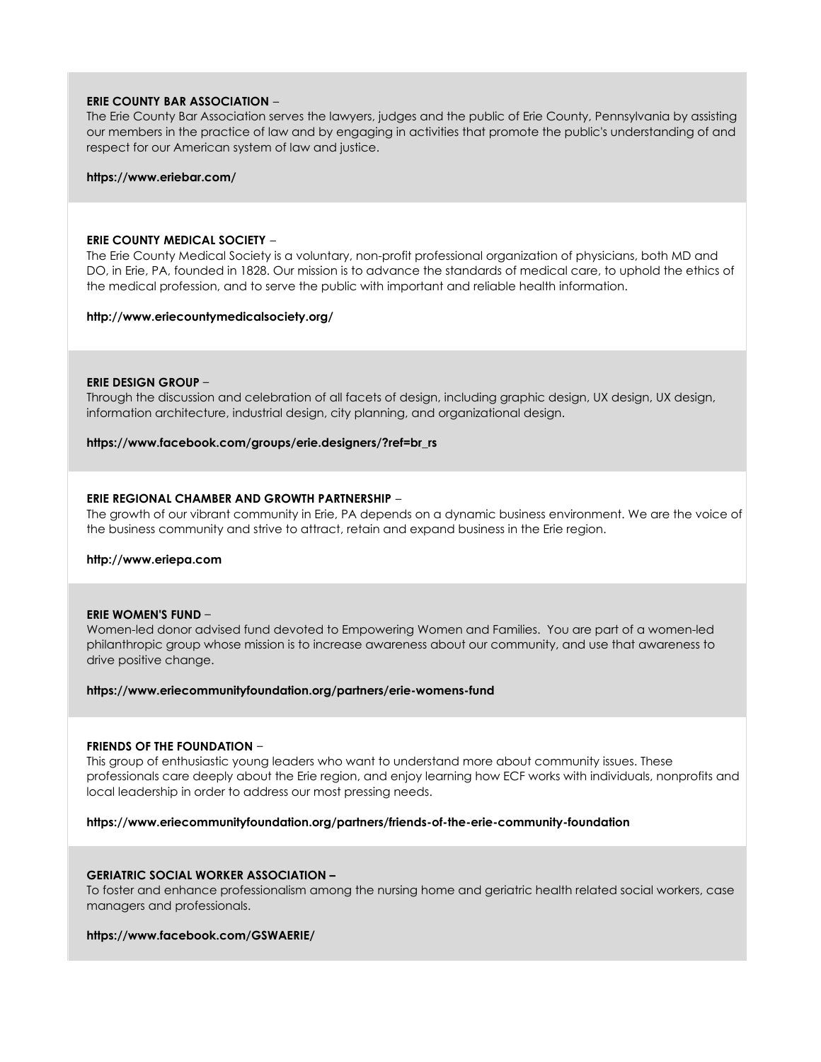**ERIE COUNTY BAR ASSOCIATION** –
The Erie County Bar Association serves the lawyers, judges and the public of Erie County, Pennsylvania by assisting our members in the practice of law and by engaging in activities that promote the public's understanding of and respect for our American system of law and justice.

**https://www.eriebar.com/**

**ERIE COUNTY MEDICAL SOCIETY** –
The Erie County Medical Society is a voluntary, non-profit professional organization of physicians, both MD and DO, in Erie, PA, founded in 1828. Our mission is to advance the standards of medical care, to uphold the ethics of the medical profession, and to serve the public with important and reliable health information.

**http://www.eriecountymedicalsociety.org/**

**ERIE DESIGN GROUP** –
Through the discussion and celebration of all facets of design, including graphic design, UX design, UX design, information architecture, industrial design, city planning, and organizational design.

**https://www.facebook.com/groups/erie.designers/?ref=br_rs**

**ERIE REGIONAL CHAMBER AND GROWTH PARTNERSHIP** –
The growth of our vibrant community in Erie, PA depends on a dynamic business environment. We are the voice of the business community and strive to attract, retain and expand business in the Erie region.

**http://www.eriepa.com**

**ERIE WOMEN'S FUND** –
Women-led donor advised fund devoted to Empowering Women and Families. You are part of a women-led philanthropic group whose mission is to increase awareness about our community, and use that awareness to drive positive change.

**https://www.eriecommunityfoundation.org/partners/erie-womens-fund**

**FRIENDS OF THE FOUNDATION** –
This group of enthusiastic young leaders who want to understand more about community issues. These professionals care deeply about the Erie region, and enjoy learning how ECF works with individuals, nonprofits and local leadership in order to address our most pressing needs.

**https://www.eriecommunityfoundation.org/partners/friends-of-the-erie-community-foundation**

**GERIATRIC SOCIAL WORKER ASSOCIATION –**
To foster and enhance professionalism among the nursing home and geriatric health related social workers, case managers and professionals.

**https://www.facebook.com/GSWAERIE/**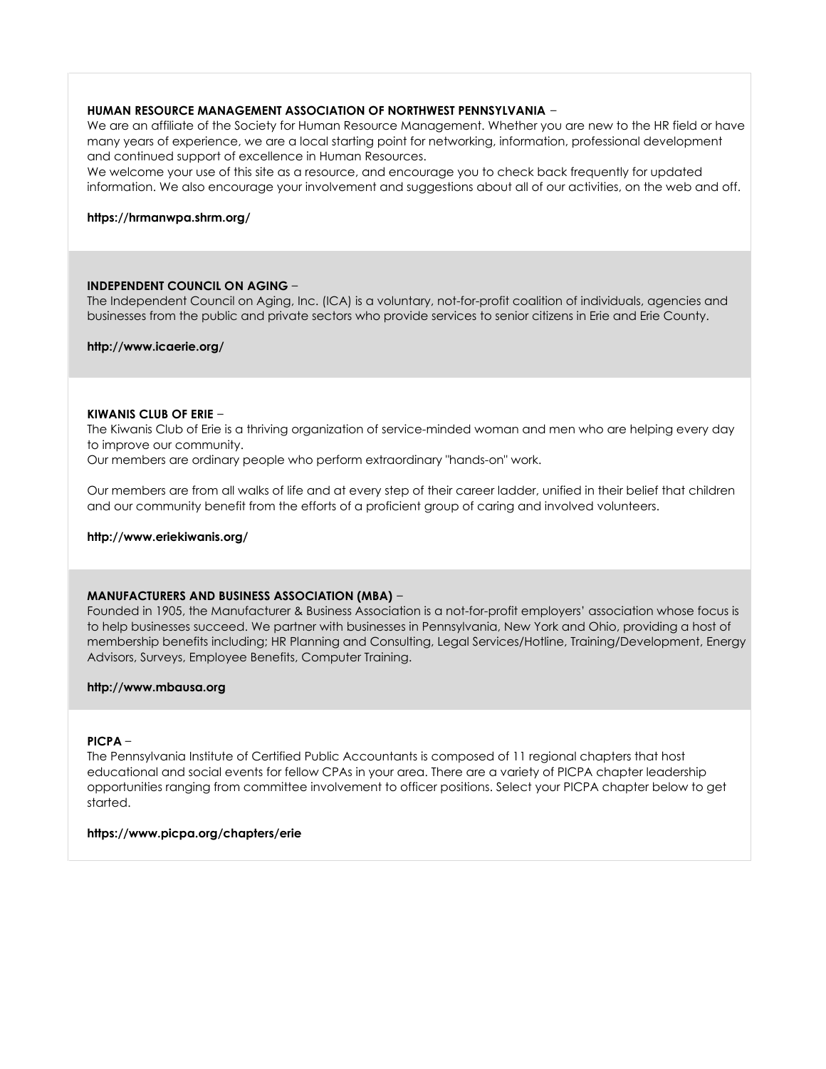**HUMAN RESOURCE MANAGEMENT ASSOCIATION OF NORTHWEST PENNSYLVANIA** –
We are an affiliate of the Society for Human Resource Management. Whether you are new to the HR field or have many years of experience, we are a local starting point for networking, information, professional development and continued support of excellence in Human Resources.
We welcome your use of this site as a resource, and encourage you to check back frequently for updated information. We also encourage your involvement and suggestions about all of our activities, on the web and off.

**https://hrmanwpa.shrm.org/**

**INDEPENDENT COUNCIL ON AGING** –
The Independent Council on Aging, Inc. (ICA) is a voluntary, not-for-profit coalition of individuals, agencies and businesses from the public and private sectors who provide services to senior citizens in Erie and Erie County.

**http://www.icaerie.org/**

**KIWANIS CLUB OF ERIE** –
The Kiwanis Club of Erie is a thriving organization of service-minded woman and men who are helping every day to improve our community.
Our members are ordinary people who perform extraordinary "hands-on" work.

Our members are from all walks of life and at every step of their career ladder, unified in their belief that children and our community benefit from the efforts of a proficient group of caring and involved volunteers.

**http://www.eriekiwanis.org/**

**MANUFACTURERS AND BUSINESS ASSOCIATION (MBA)** –
Founded in 1905, the Manufacturer & Business Association is a not-for-profit employers' association whose focus is to help businesses succeed. We partner with businesses in Pennsylvania, New York and Ohio, providing a host of membership benefits including; HR Planning and Consulting, Legal Services/Hotline, Training/Development, Energy Advisors, Surveys, Employee Benefits, Computer Training.

**http://www.mbausa.org**

**PICPA** –
The Pennsylvania Institute of Certified Public Accountants is composed of 11 regional chapters that host educational and social events for fellow CPAs in your area. There are a variety of PICPA chapter leadership opportunities ranging from committee involvement to officer positions. Select your PICPA chapter below to get started.

**https://www.picpa.org/chapters/erie**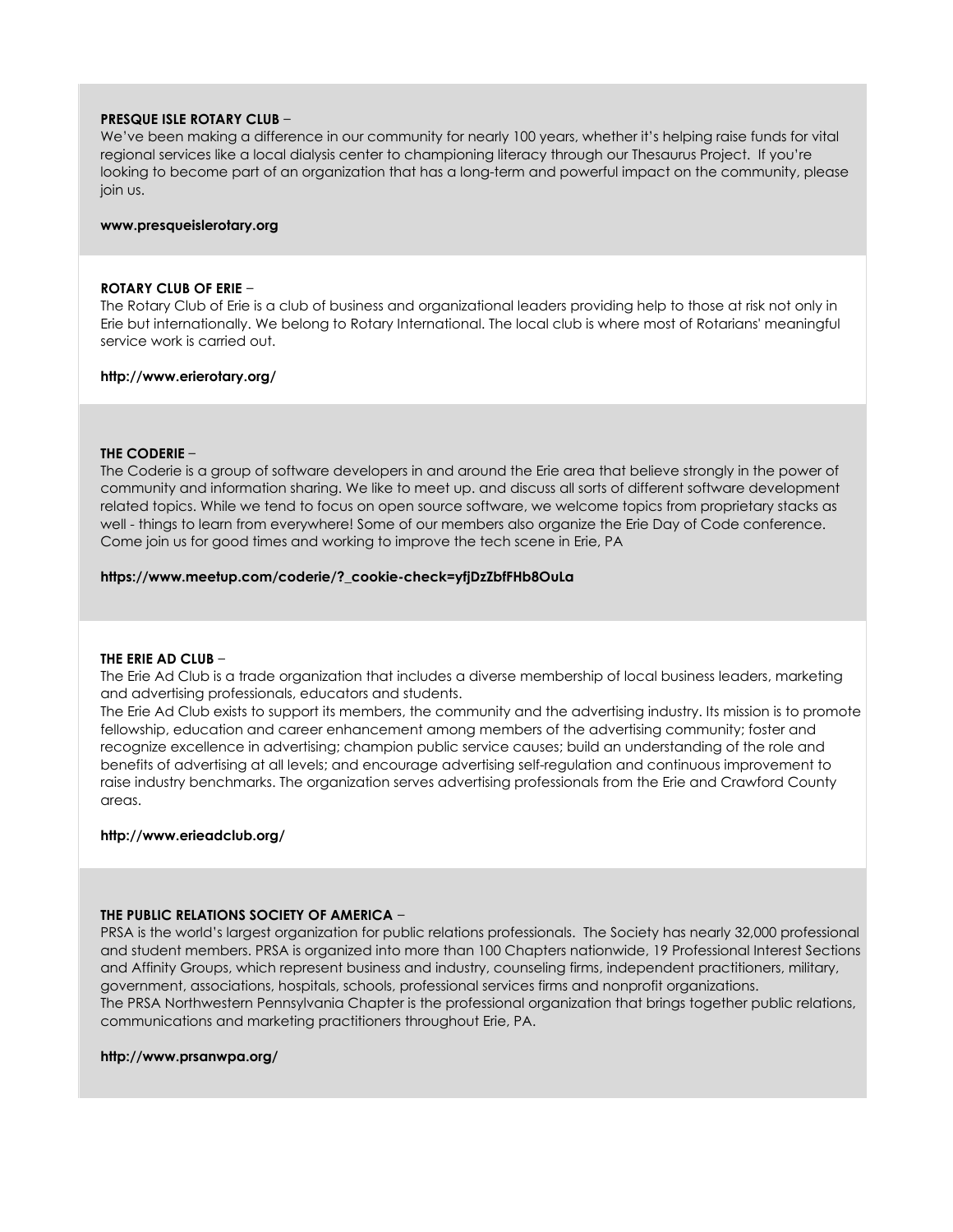**PRESQUE ISLE ROTARY CLUB** –

We've been making a difference in our community for nearly 100 years, whether it's helping raise funds for vital regional services like a local dialysis center to championing literacy through our Thesaurus Project. If you're looking to become part of an organization that has a long-term and powerful impact on the community, please join us.

**www.presqueislerotary.org**

**ROTARY CLUB OF ERIE** –

The Rotary Club of Erie is a club of business and organizational leaders providing help to those at risk not only in Erie but internationally. We belong to Rotary International. The local club is where most of Rotarians' meaningful service work is carried out.

**http://www.erierotary.org/**

**THE CODERIE** –

The Coderie is a group of software developers in and around the Erie area that believe strongly in the power of community and information sharing. We like to meet up. and discuss all sorts of different software development related topics. While we tend to focus on open source software, we welcome topics from proprietary stacks as well - things to learn from everywhere! Some of our members also organize the Erie Day of Code conference. Come join us for good times and working to improve the tech scene in Erie, PA

**https://www.meetup.com/coderie/?_cookie-check=yfjDzZbfFHb8OuLa**

**THE ERIE AD CLUB** –

The Erie Ad Club is a trade organization that includes a diverse membership of local business leaders, marketing and advertising professionals, educators and students.

The Erie Ad Club exists to support its members, the community and the advertising industry. Its mission is to promote fellowship, education and career enhancement among members of the advertising community; foster and recognize excellence in advertising; champion public service causes; build an understanding of the role and benefits of advertising at all levels; and encourage advertising self-regulation and continuous improvement to raise industry benchmarks. The organization serves advertising professionals from the Erie and Crawford County areas.

**http://www.erieadclub.org/**

**THE PUBLIC RELATIONS SOCIETY OF AMERICA** –

PRSA is the world's largest organization for public relations professionals. The Society has nearly 32,000 professional and student members. PRSA is organized into more than 100 Chapters nationwide, 19 Professional Interest Sections and Affinity Groups, which represent business and industry, counseling firms, independent practitioners, military, government, associations, hospitals, schools, professional services firms and nonprofit organizations.

The PRSA Northwestern Pennsylvania Chapter is the professional organization that brings together public relations, communications and marketing practitioners throughout Erie, PA.

**http://www.prsanwpa.org/**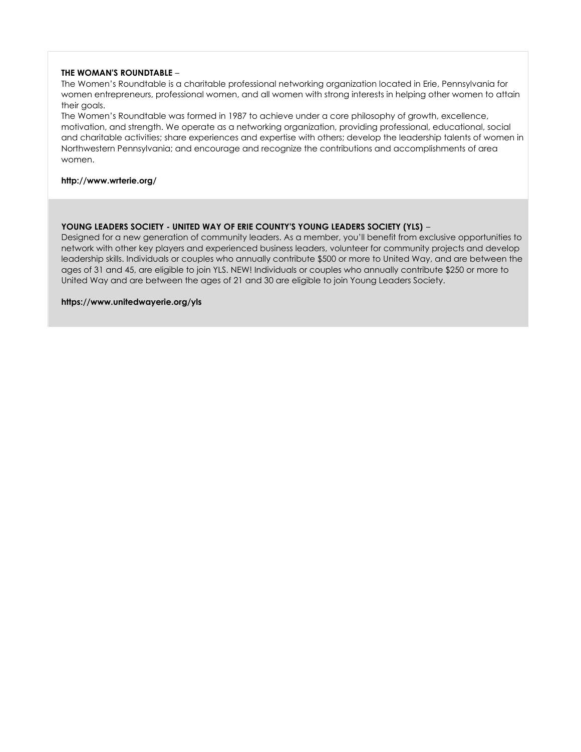**THE WOMAN'S ROUNDTABLE** –
The Women's Roundtable is a charitable professional networking organization located in Erie, Pennsylvania for women entrepreneurs, professional women, and all women with strong interests in helping other women to attain their goals.
The Women's Roundtable was formed in 1987 to achieve under a core philosophy of growth, excellence, motivation, and strength. We operate as a networking organization, providing professional, educational, social and charitable activities; share experiences and expertise with others; develop the leadership talents of women in Northwestern Pennsylvania; and encourage and recognize the contributions and accomplishments of area women.

**http://www.wrterie.org/**

**YOUNG LEADERS SOCIETY - UNITED WAY OF ERIE COUNTY'S YOUNG LEADERS SOCIETY (YLS)** –
Designed for a new generation of community leaders. As a member, you'll benefit from exclusive opportunities to network with other key players and experienced business leaders, volunteer for community projects and develop leadership skills. Individuals or couples who annually contribute $500 or more to United Way, and are between the ages of 31 and 45, are eligible to join YLS. NEW! Individuals or couples who annually contribute $250 or more to United Way and are between the ages of 21 and 30 are eligible to join Young Leaders Society.

**https://www.unitedwayerie.org/yls**